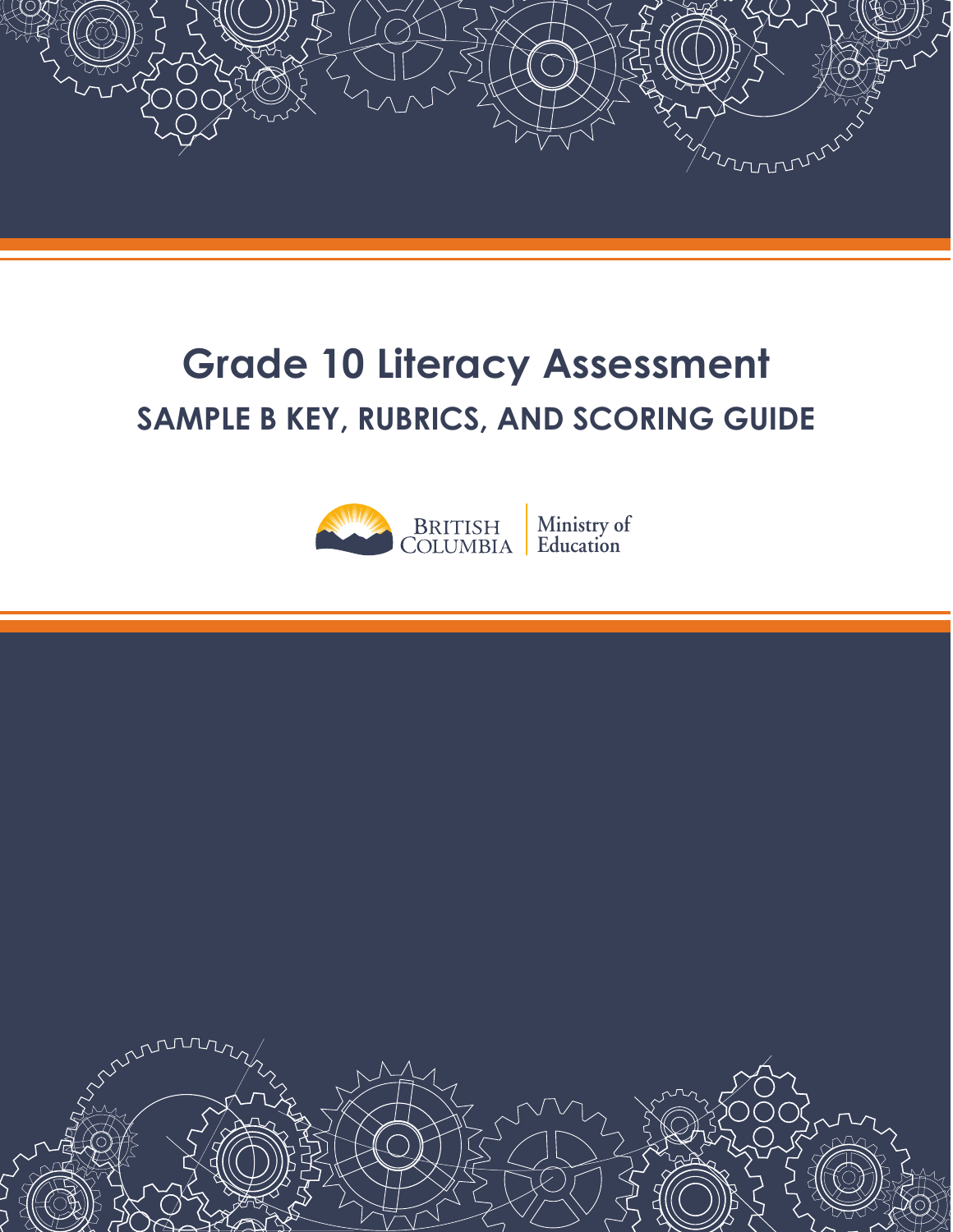# Grade 10 Literacy Assessment

## SAMPLE B KEY, RUBRICS, AND SCORING GUIDE

BRITISH COLUMBIA | Ministry of Education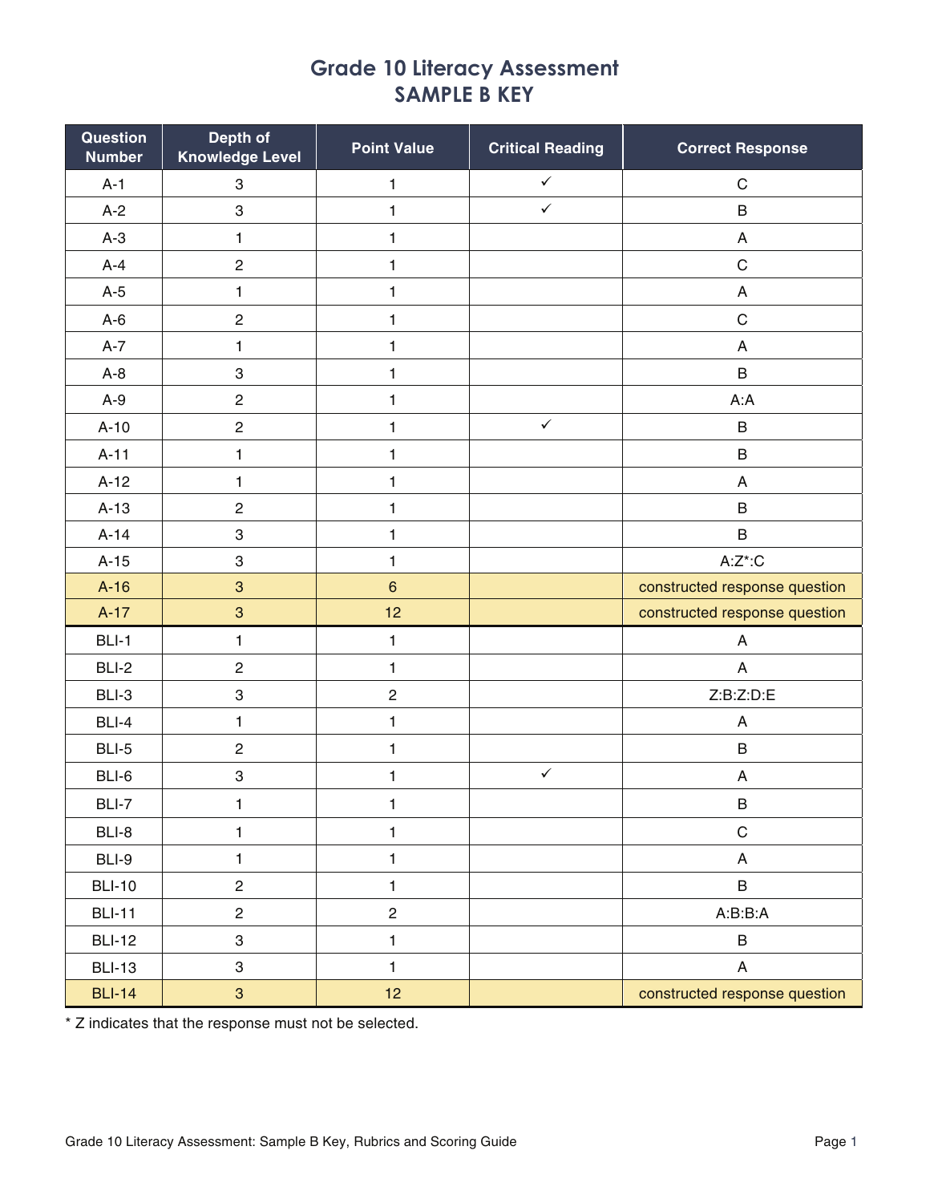# Grade 10 Literacy Assessment
## SAMPLE B KEY

| Question Number | Depth of Knowledge Level | Point Value | Critical Reading | Correct Response |
|---|---|---|---|---|
| A-1 | 3 | 1 | ✓ | C |
| A-2 | 3 | 1 | ✓ | B |
| A-3 | 1 | 1 | | A |
| A-4 | 2 | 1 | | C |
| A-5 | 1 | 1 | | A |
| A-6 | 2 | 1 | | C |
| A-7 | 1 | 1 | | A |
| A-8 | 3 | 1 | | B |
| A-9 | 2 | 1 | | A:A |
| A-10 | 2 | 1 | ✓ | B |
| A-11 | 1 | 1 | | B |
| A-12 | 1 | 1 | | A |
| A-13 | 2 | 1 | | B |
| A-14 | 3 | 1 | | B |
| A-15 | 3 | 1 | | A:Z*:C |
| A-16 | 3 | 6 | | constructed response question |
| A-17 | 3 | 12 | | constructed response question |
| BLI-1 | 1 | 1 | | A |
| BLI-2 | 2 | 1 | | A |
| BLI-3 | 3 | 2 | | Z:B:Z:D:E |
| BLI-4 | 1 | 1 | | A |
| BLI-5 | 2 | 1 | | B |
| BLI-6 | 3 | 1 | ✓ | A |
| BLI-7 | 1 | 1 | | B |
| BLI-8 | 1 | 1 | | C |
| BLI-9 | 1 | 1 | | A |
| BLI-10 | 2 | 1 | | B |
| BLI-11 | 2 | 2 | | A:B:B:A |
| BLI-12 | 3 | 1 | | B |
| BLI-13 | 3 | 1 | | A |
| BLI-14 | 3 | 12 | | constructed response question |

* Z indicates that the response must not be selected.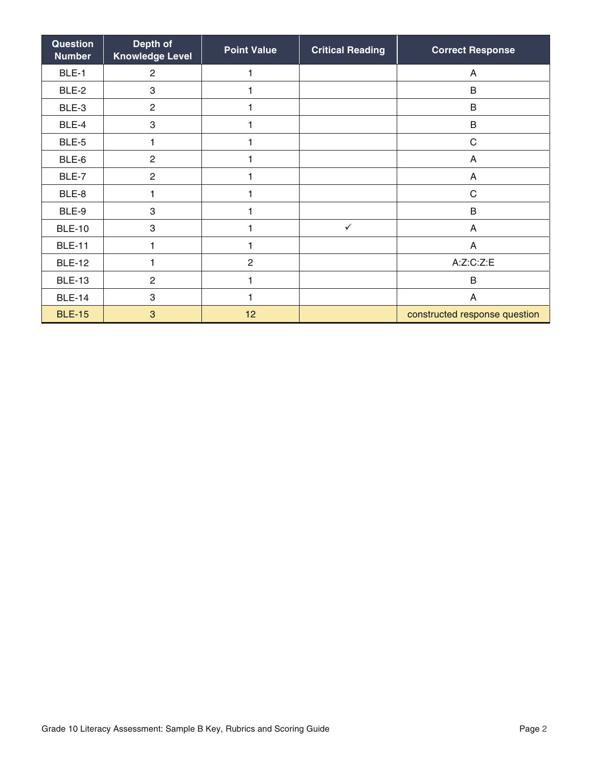| Question Number | Depth of Knowledge Level | Point Value | Critical Reading | Correct Response |
|---|---|---|---|---|
| BLE-1 | 2 | 1 | | A |
| BLE-2 | 3 | 1 | | B |
| BLE-3 | 2 | 1 | | B |
| BLE-4 | 3 | 1 | | B |
| BLE-5 | 1 | 1 | | C |
| BLE-6 | 2 | 1 | | A |
| BLE-7 | 2 | 1 | | A |
| BLE-8 | 1 | 1 | | C |
| BLE-9 | 3 | 1 | | B |
| BLE-10 | 3 | 1 | ✓ | A |
| BLE-11 | 1 | 1 | | A |
| BLE-12 | 1 | 2 | | A:Z:C:Z:E |
| BLE-13 | 2 | 1 | | B |
| BLE-14 | 3 | 1 | | A |
| BLE-15 | 3 | 12 | | constructed response question |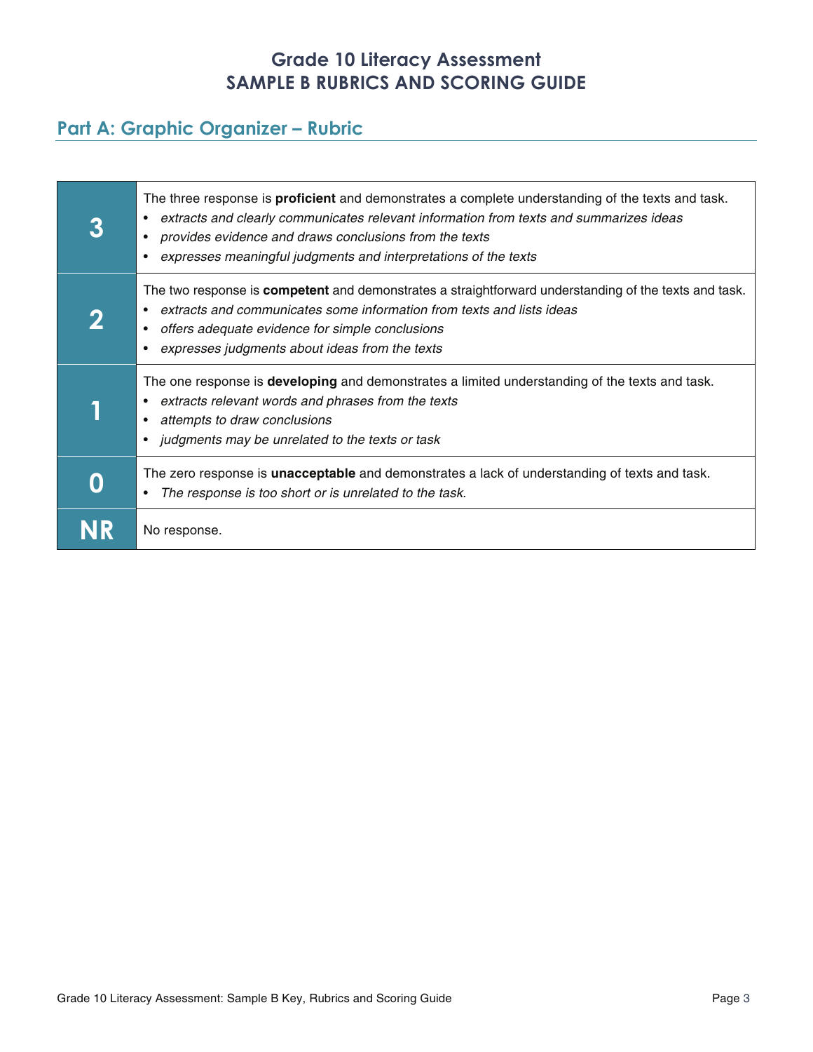# Grade 10 Literacy Assessment
# SAMPLE B RUBRICS AND SCORING GUIDE

## Part A: Graphic Organizer – Rubric

| Score | Description |
|---|---|
| **3** | The three response is **proficient** and demonstrates a complete understanding of the texts and task.<br>• *extracts and clearly communicates relevant information from texts and summarizes ideas*<br>• *provides evidence and draws conclusions from the texts*<br>• *expresses meaningful judgments and interpretations of the texts* |
| **2** | The two response is **competent** and demonstrates a straightforward understanding of the texts and task.<br>• *extracts and communicates some information from texts and lists ideas*<br>• *offers adequate evidence for simple conclusions*<br>• *expresses judgments about ideas from the texts* |
| **1** | The one response is **developing** and demonstrates a limited understanding of the texts and task.<br>• *extracts relevant words and phrases from the texts*<br>• *attempts to draw conclusions*<br>• *judgments may be unrelated to the texts or task* |
| **0** | The zero response is **unacceptable** and demonstrates a lack of understanding of texts and task.<br>• *The response is too short or is unrelated to the task.* |
| **NR** | No response. |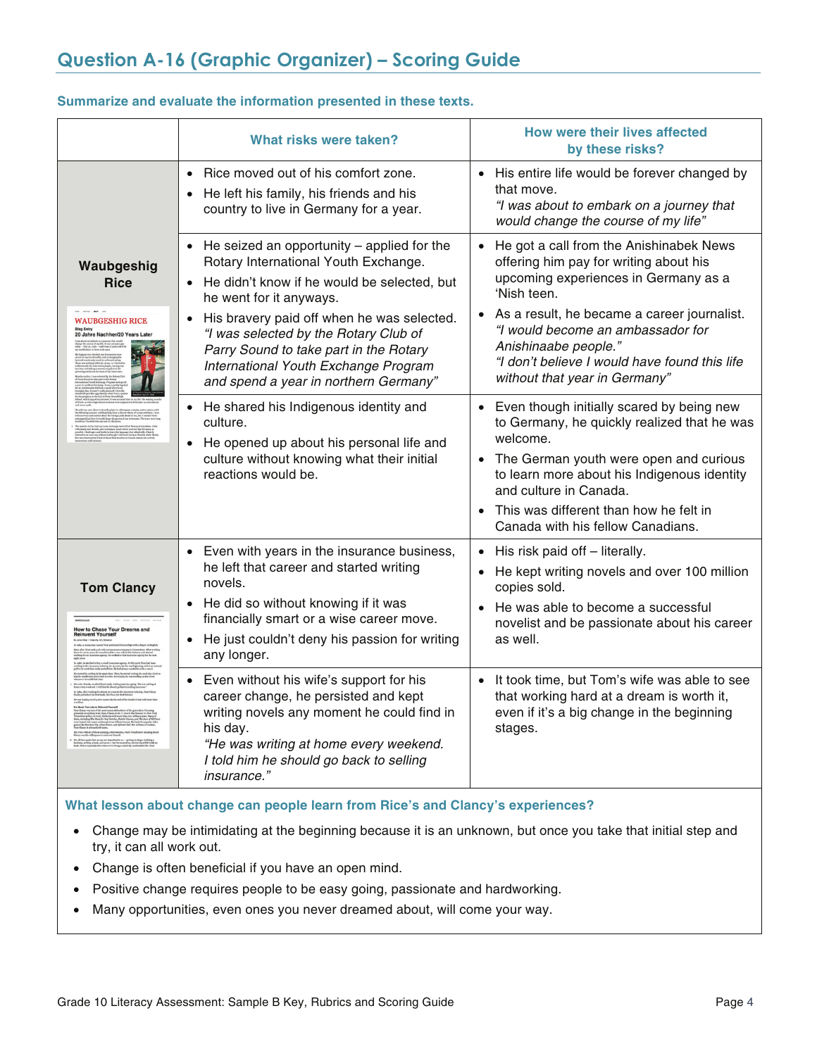## Question A-16 (Graphic Organizer) – Scoring Guide

**Summarize and evaluate the information presented in these texts.**

| | What risks were taken? | How were their lives affected by these risks? |
|---|---|---|
| **Waubgeshig Rice** | • Rice moved out of his comfort zone.<br>• He left his family, his friends and his country to live in Germany for a year. | • His entire life would be forever changed by that move.<br>*"I was about to embark on a journey that would change the course of my life"* |
| | • He seized an opportunity – applied for the Rotary International Youth Exchange.<br>• He didn't know if he would be selected, but he went for it anyways.<br>• His bravery paid off when he was selected. *"I was selected by the Rotary Club of Parry Sound to take part in the Rotary International Youth Exchange Program and spend a year in northern Germany"* | • He got a call from the Anishinabek News offering him pay for writing about his upcoming experiences in Germany as a 'Nish teen.<br>• As a result, he became a career journalist. *"I would become an ambassador for Anishinaabe people."* *"I don't believe I would have found this life without that year in Germany"* |
| | • He shared his Indigenous identity and culture.<br>• He opened up about his personal life and culture without knowing what their initial reactions would be. | • Even though initially scared by being new to Germany, he quickly realized that he was welcome.<br>• The German youth were open and curious to learn more about his Indigenous identity and culture in Canada.<br>• This was different than how he felt in Canada with his fellow Canadians. |
| **Tom Clancy** | • Even with years in the insurance business, he left that career and started writing novels.<br>• He did so without knowing if it was financially smart or a wise career move.<br>• He just couldn't deny his passion for writing any longer. | • His risk paid off – literally.<br>• He kept writing novels and over 100 million copies sold.<br>• He was able to become a successful novelist and be passionate about his career as well. |
| | • Even without his wife's support for his career change, he persisted and kept writing novels any moment he could find in his day.<br>*"He was writing at home every weekend. I told him he should go back to selling insurance."* | • It took time, but Tom's wife was able to see that working hard at a dream is worth it, even if it's a big change in the beginning stages. |

**What lesson about change can people learn from Rice's and Clancy's experiences?**

- Change may be intimidating at the beginning because it is an unknown, but once you take that initial step and try, it can all work out.
- Change is often beneficial if you have an open mind.
- Positive change requires people to be easy going, passionate and hardworking.
- Many opportunities, even ones you never dreamed about, will come your way.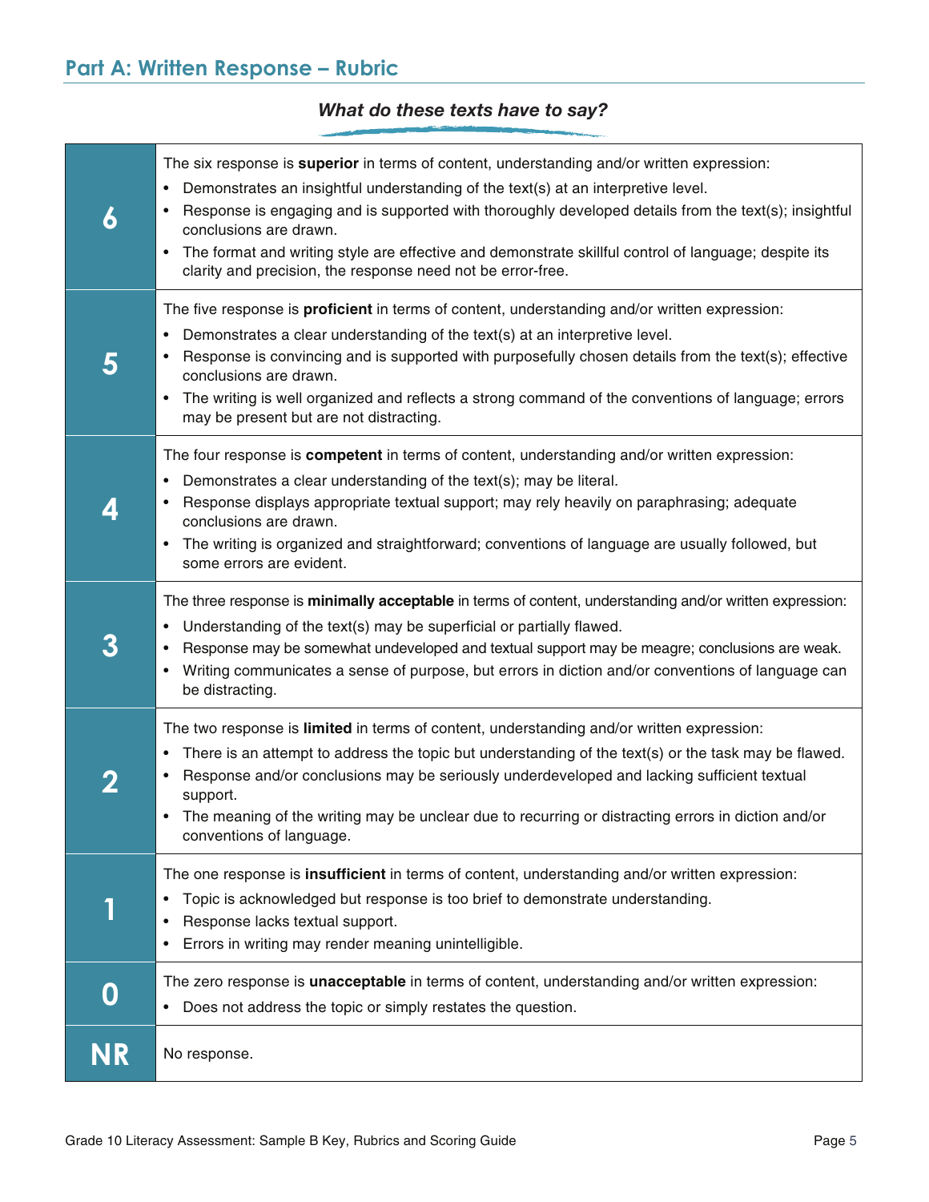## Part A: Written Response – Rubric

***What do these texts have to say?***

| Score | Description |
|---|---|
| **6** | The six response is **superior** in terms of content, understanding and/or written expression:<br>• Demonstrates an insightful understanding of the text(s) at an interpretive level.<br>• Response is engaging and is supported with thoroughly developed details from the text(s); insightful conclusions are drawn.<br>• The format and writing style are effective and demonstrate skillful control of language; despite its clarity and precision, the response need not be error-free. |
| **5** | The five response is **proficient** in terms of content, understanding and/or written expression:<br>• Demonstrates a clear understanding of the text(s) at an interpretive level.<br>• Response is convincing and is supported with purposefully chosen details from the text(s); effective conclusions are drawn.<br>• The writing is well organized and reflects a strong command of the conventions of language; errors may be present but are not distracting. |
| **4** | The four response is **competent** in terms of content, understanding and/or written expression:<br>• Demonstrates a clear understanding of the text(s); may be literal.<br>• Response displays appropriate textual support; may rely heavily on paraphrasing; adequate conclusions are drawn.<br>• The writing is organized and straightforward; conventions of language are usually followed, but some errors are evident. |
| **3** | The three response is **minimally acceptable** in terms of content, understanding and/or written expression:<br>• Understanding of the text(s) may be superficial or partially flawed.<br>• Response may be somewhat undeveloped and textual support may be meagre; conclusions are weak.<br>• Writing communicates a sense of purpose, but errors in diction and/or conventions of language can be distracting. |
| **2** | The two response is **limited** in terms of content, understanding and/or written expression:<br>• There is an attempt to address the topic but understanding of the text(s) or the task may be flawed.<br>• Response and/or conclusions may be seriously underdeveloped and lacking sufficient textual support.<br>• The meaning of the writing may be unclear due to recurring or distracting errors in diction and/or conventions of language. |
| **1** | The one response is **insufficient** in terms of content, understanding and/or written expression:<br>• Topic is acknowledged but response is too brief to demonstrate understanding.<br>• Response lacks textual support.<br>• Errors in writing may render meaning unintelligible. |
| **0** | The zero response is **unacceptable** in terms of content, understanding and/or written expression:<br>• Does not address the topic or simply restates the question. |
| **NR** | No response. |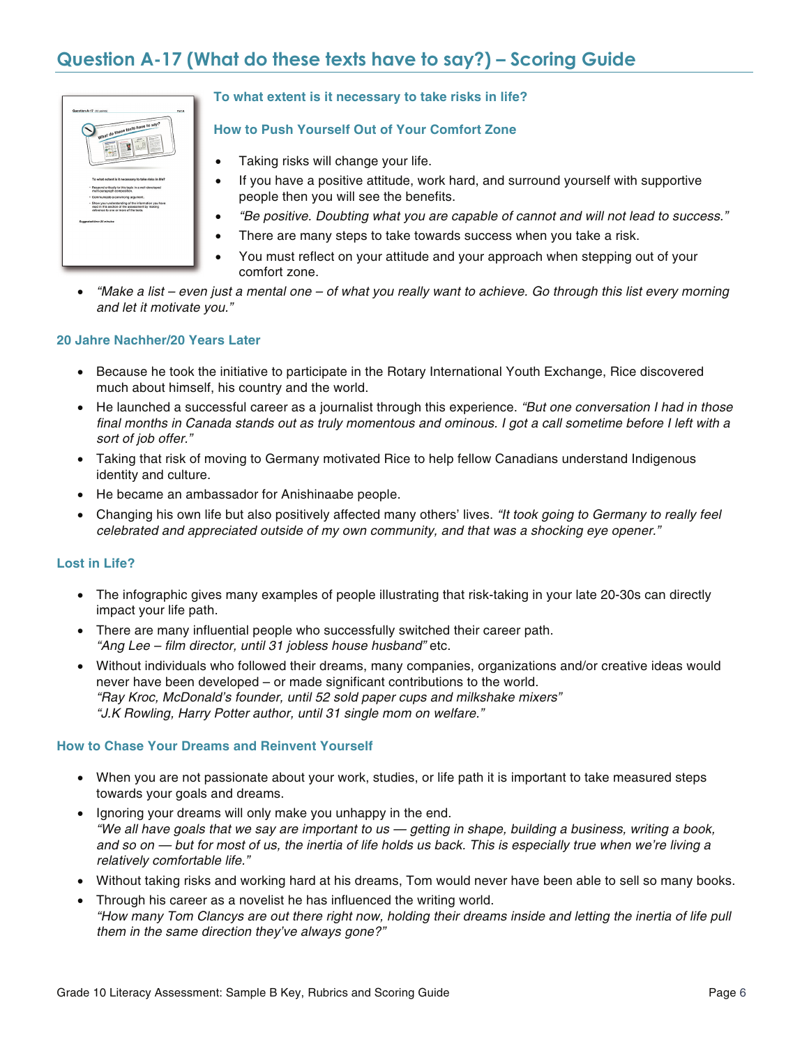## Question A-17 (What do these texts have to say?) – Scoring Guide

### To what extent is it necessary to take risks in life?

### How to Push Yourself Out of Your Comfort Zone

- Taking risks will change your life.
- If you have a positive attitude, work hard, and surround yourself with supportive people then you will see the benefits.
- *"Be positive. Doubting what you are capable of cannot and will not lead to success."*
- There are many steps to take towards success when you take a risk.
- You must reflect on your attitude and your approach when stepping out of your comfort zone.
- *"Make a list – even just a mental one – of what you really want to achieve. Go through this list every morning and let it motivate you."*

### 20 Jahre Nachher/20 Years Later

- Because he took the initiative to participate in the Rotary International Youth Exchange, Rice discovered much about himself, his country and the world.
- He launched a successful career as a journalist through this experience. *"But one conversation I had in those final months in Canada stands out as truly momentous and ominous. I got a call sometime before I left with a sort of job offer."*
- Taking that risk of moving to Germany motivated Rice to help fellow Canadians understand Indigenous identity and culture.
- He became an ambassador for Anishinaabe people.
- Changing his own life but also positively affected many others' lives. *"It took going to Germany to really feel celebrated and appreciated outside of my own community, and that was a shocking eye opener."*

### Lost in Life?

- The infographic gives many examples of people illustrating that risk-taking in your late 20-30s can directly impact your life path.
- There are many influential people who successfully switched their career path.
  *"Ang Lee – film director, until 31 jobless house husband"* etc.
- Without individuals who followed their dreams, many companies, organizations and/or creative ideas would never have been developed – or made significant contributions to the world.
  *"Ray Kroc, McDonald's founder, until 52 sold paper cups and milkshake mixers"*
  *"J.K Rowling, Harry Potter author, until 31 single mom on welfare."*

### How to Chase Your Dreams and Reinvent Yourself

- When you are not passionate about your work, studies, or life path it is important to take measured steps towards your goals and dreams.
- Ignoring your dreams will only make you unhappy in the end.
  *"We all have goals that we say are important to us — getting in shape, building a business, writing a book, and so on — but for most of us, the inertia of life holds us back. This is especially true when we're living a relatively comfortable life."*
- Without taking risks and working hard at his dreams, Tom would never have been able to sell so many books.
- Through his career as a novelist he has influenced the writing world.
  *"How many Tom Clancys are out there right now, holding their dreams inside and letting the inertia of life pull them in the same direction they've always gone?"*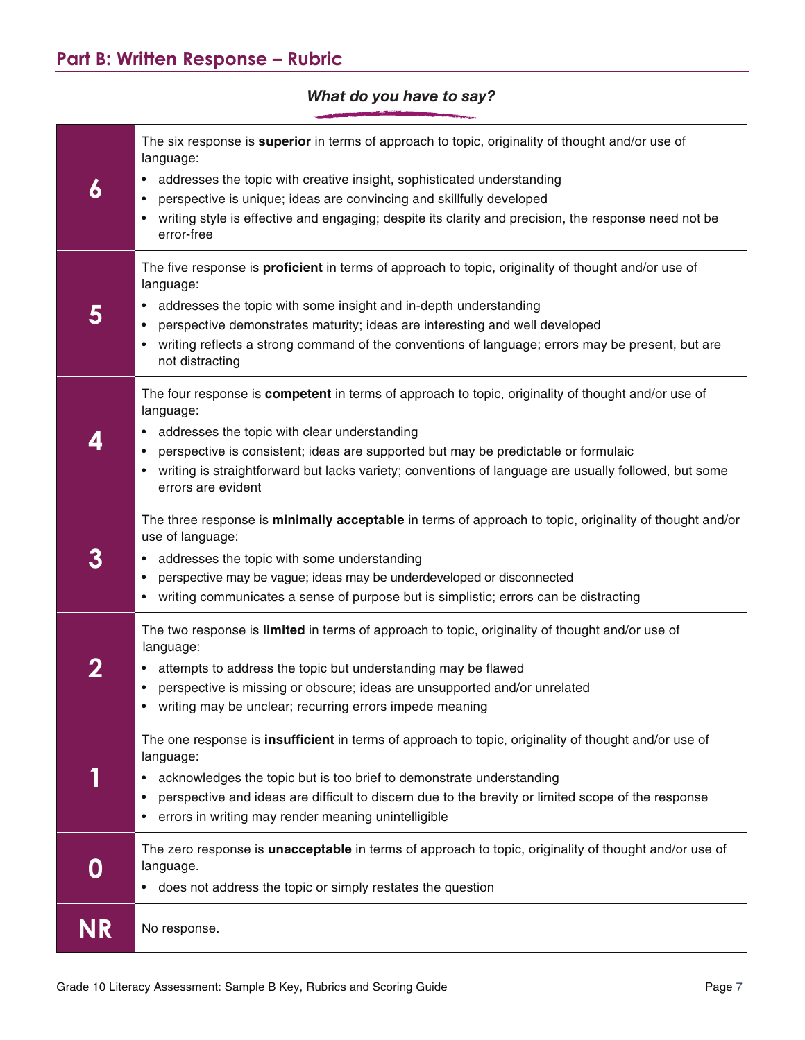## Part B: Written Response – Rubric

***What do you have to say?***

| Score | Description |
|---|---|
| **6** | The six response is **superior** in terms of approach to topic, originality of thought and/or use of language:<br>• addresses the topic with creative insight, sophisticated understanding<br>• perspective is unique; ideas are convincing and skillfully developed<br>• writing style is effective and engaging; despite its clarity and precision, the response need not be error-free |
| **5** | The five response is **proficient** in terms of approach to topic, originality of thought and/or use of language:<br>• addresses the topic with some insight and in-depth understanding<br>• perspective demonstrates maturity; ideas are interesting and well developed<br>• writing reflects a strong command of the conventions of language; errors may be present, but are not distracting |
| **4** | The four response is **competent** in terms of approach to topic, originality of thought and/or use of language:<br>• addresses the topic with clear understanding<br>• perspective is consistent; ideas are supported but may be predictable or formulaic<br>• writing is straightforward but lacks variety; conventions of language are usually followed, but some errors are evident |
| **3** | The three response is **minimally acceptable** in terms of approach to topic, originality of thought and/or use of language:<br>• addresses the topic with some understanding<br>• perspective may be vague; ideas may be underdeveloped or disconnected<br>• writing communicates a sense of purpose but is simplistic; errors can be distracting |
| **2** | The two response is **limited** in terms of approach to topic, originality of thought and/or use of language:<br>• attempts to address the topic but understanding may be flawed<br>• perspective is missing or obscure; ideas are unsupported and/or unrelated<br>• writing may be unclear; recurring errors impede meaning |
| **1** | The one response is **insufficient** in terms of approach to topic, originality of thought and/or use of language:<br>• acknowledges the topic but is too brief to demonstrate understanding<br>• perspective and ideas are difficult to discern due to the brevity or limited scope of the response<br>• errors in writing may render meaning unintelligible |
| **0** | The zero response is **unacceptable** in terms of approach to topic, originality of thought and/or use of language.<br>• does not address the topic or simply restates the question |
| **NR** | No response. |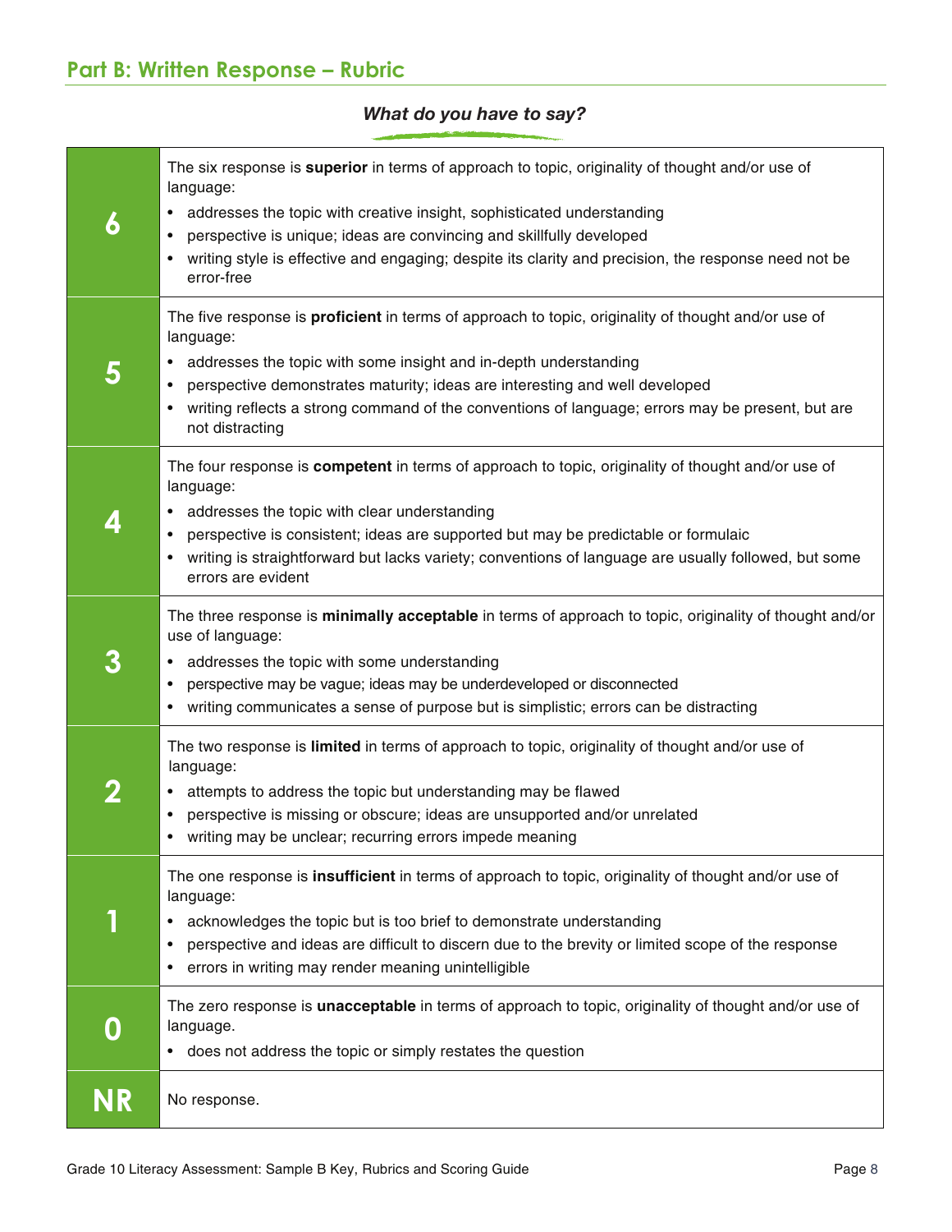## Part B: Written Response – Rubric

***What do you have to say?***

| | |
|---|---|
| **6** | The six response is **superior** in terms of approach to topic, originality of thought and/or use of language:<br>• addresses the topic with creative insight, sophisticated understanding<br>• perspective is unique; ideas are convincing and skillfully developed<br>• writing style is effective and engaging; despite its clarity and precision, the response need not be error-free |
| **5** | The five response is **proficient** in terms of approach to topic, originality of thought and/or use of language:<br>• addresses the topic with some insight and in-depth understanding<br>• perspective demonstrates maturity; ideas are interesting and well developed<br>• writing reflects a strong command of the conventions of language; errors may be present, but are not distracting |
| **4** | The four response is **competent** in terms of approach to topic, originality of thought and/or use of language:<br>• addresses the topic with clear understanding<br>• perspective is consistent; ideas are supported but may be predictable or formulaic<br>• writing is straightforward but lacks variety; conventions of language are usually followed, but some errors are evident |
| **3** | The three response is **minimally acceptable** in terms of approach to topic, originality of thought and/or use of language:<br>• addresses the topic with some understanding<br>• perspective may be vague; ideas may be underdeveloped or disconnected<br>• writing communicates a sense of purpose but is simplistic; errors can be distracting |
| **2** | The two response is **limited** in terms of approach to topic, originality of thought and/or use of language:<br>• attempts to address the topic but understanding may be flawed<br>• perspective is missing or obscure; ideas are unsupported and/or unrelated<br>• writing may be unclear; recurring errors impede meaning |
| **1** | The one response is **insufficient** in terms of approach to topic, originality of thought and/or use of language:<br>• acknowledges the topic but is too brief to demonstrate understanding<br>• perspective and ideas are difficult to discern due to the brevity or limited scope of the response<br>• errors in writing may render meaning unintelligible |
| **0** | The zero response is **unacceptable** in terms of approach to topic, originality of thought and/or use of language.<br>• does not address the topic or simply restates the question |
| **NR** | No response. |